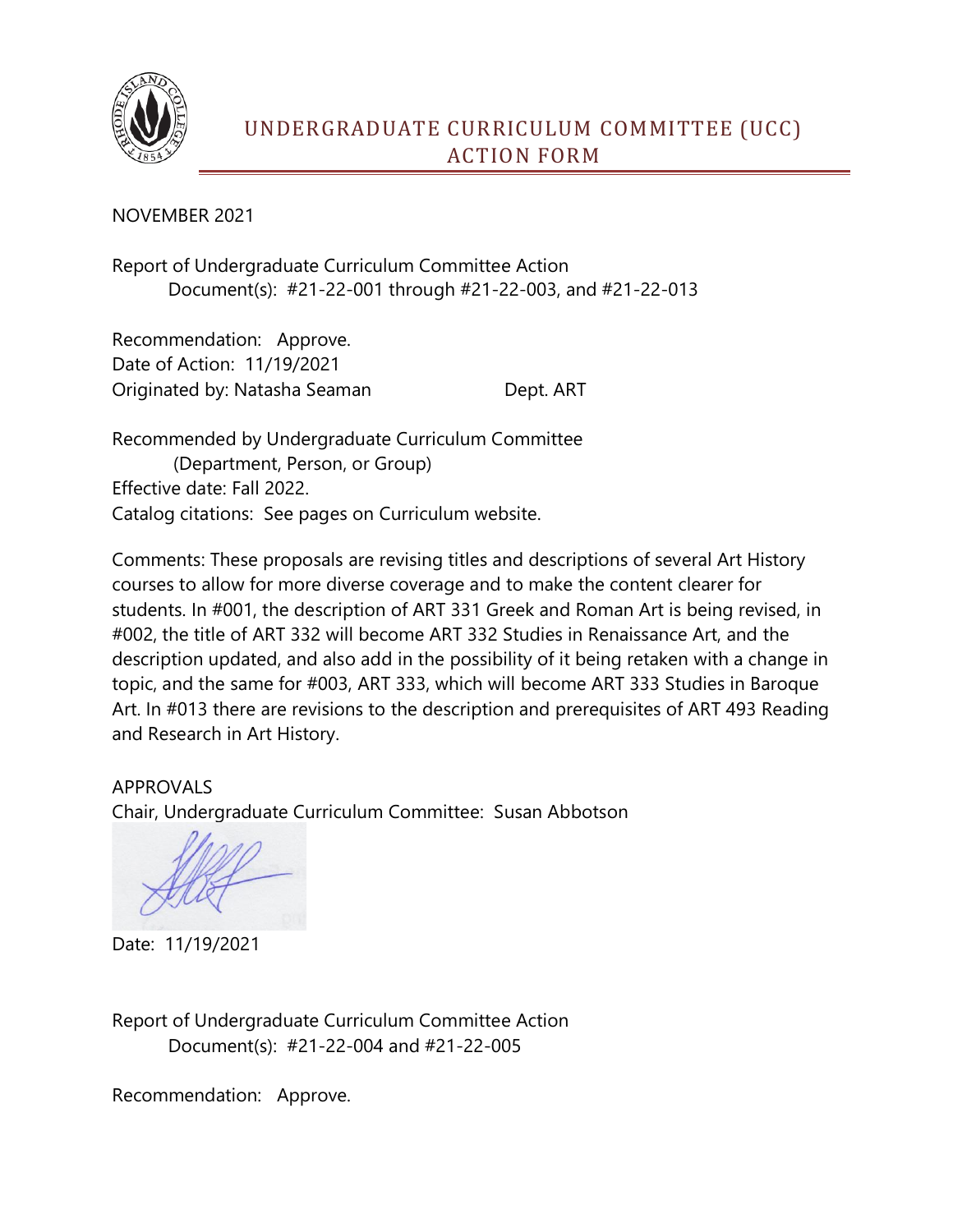# UNDERGRADUATE CURRICULUM COMMITTEE (UCC) ACTION FORM

NOVEMBER 2021

Report of Undergraduate Curriculum Committee Action
Document(s): #21-22-001 through #21-22-003, and #21-22-013

Recommendation: Approve.
Date of Action: 11/19/2021
Originated by: Natasha Seaman Dept. ART

Recommended by Undergraduate Curriculum Committee
(Department, Person, or Group)
Effective date: Fall 2022.
Catalog citations: See pages on Curriculum website.

Comments: These proposals are revising titles and descriptions of several Art History courses to allow for more diverse coverage and to make the content clearer for students. In #001, the description of ART 331 Greek and Roman Art is being revised, in #002, the title of ART 332 will become ART 332 Studies in Renaissance Art, and the description updated, and also add in the possibility of it being retaken with a change in topic, and the same for #003, ART 333, which will become ART 333 Studies in Baroque Art. In #013 there are revisions to the description and prerequisites of ART 493 Reading and Research in Art History.

APPROVALS
Chair, Undergraduate Curriculum Committee: Susan Abbotson

Date: 11/19/2021

Report of Undergraduate Curriculum Committee Action
Document(s): #21-22-004 and #21-22-005

Recommendation: Approve.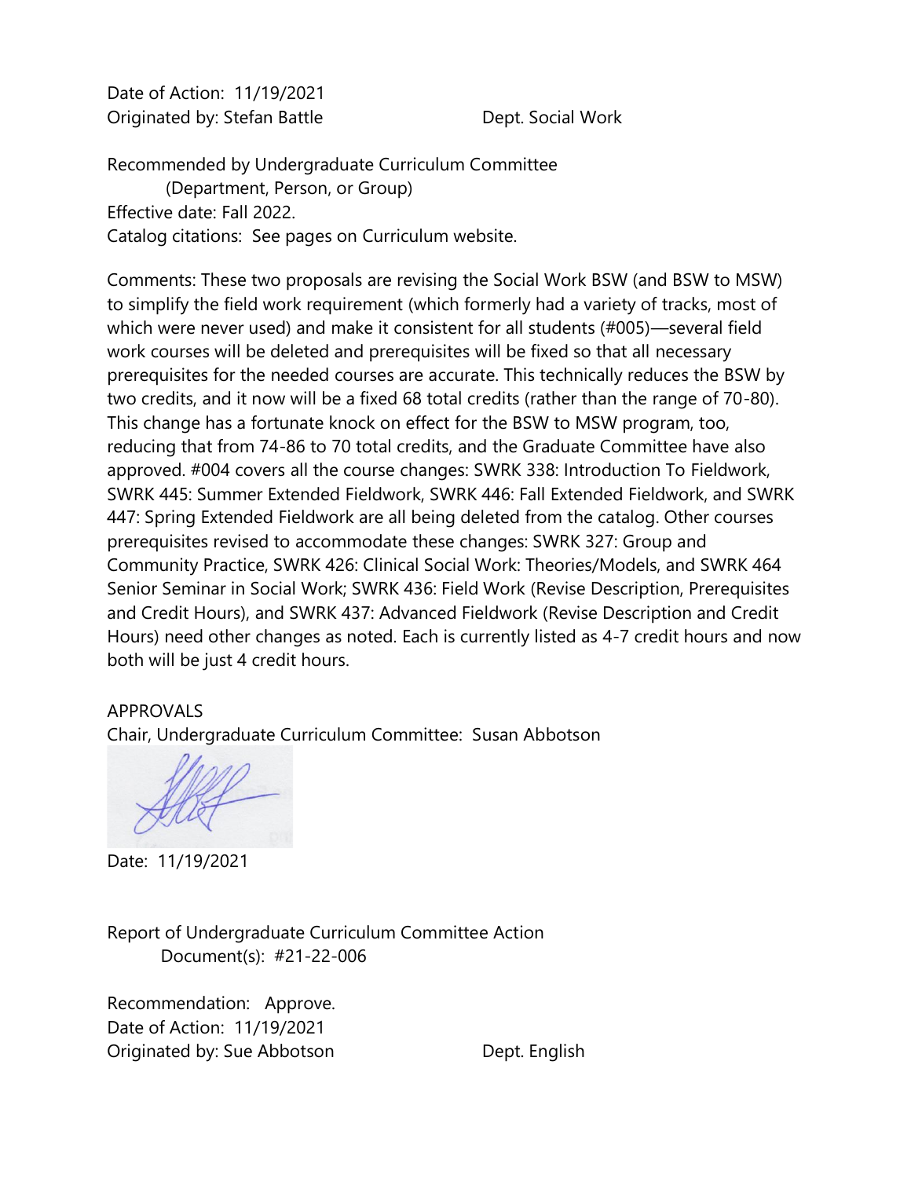Date of Action: 11/19/2021
Originated by: Stefan Battle Dept. Social Work

Recommended by Undergraduate Curriculum Committee
(Department, Person, or Group)
Effective date: Fall 2022.
Catalog citations: See pages on Curriculum website.

Comments: These two proposals are revising the Social Work BSW (and BSW to MSW) to simplify the field work requirement (which formerly had a variety of tracks, most of which were never used) and make it consistent for all students (#005)—several field work courses will be deleted and prerequisites will be fixed so that all necessary prerequisites for the needed courses are accurate. This technically reduces the BSW by two credits, and it now will be a fixed 68 total credits (rather than the range of 70-80). This change has a fortunate knock on effect for the BSW to MSW program, too, reducing that from 74-86 to 70 total credits, and the Graduate Committee have also approved. #004 covers all the course changes: SWRK 338: Introduction To Fieldwork, SWRK 445: Summer Extended Fieldwork, SWRK 446: Fall Extended Fieldwork, and SWRK 447: Spring Extended Fieldwork are all being deleted from the catalog. Other courses prerequisites revised to accommodate these changes: SWRK 327: Group and Community Practice, SWRK 426: Clinical Social Work: Theories/Models, and SWRK 464 Senior Seminar in Social Work; SWRK 436: Field Work (Revise Description, Prerequisites and Credit Hours), and SWRK 437: Advanced Fieldwork (Revise Description and Credit Hours) need other changes as noted. Each is currently listed as 4-7 credit hours and now both will be just 4 credit hours.

APPROVALS
Chair, Undergraduate Curriculum Committee: Susan Abbotson

Date: 11/19/2021

Report of Undergraduate Curriculum Committee Action
Document(s): #21-22-006

Recommendation: Approve.
Date of Action: 11/19/2021
Originated by: Sue Abbotson Dept. English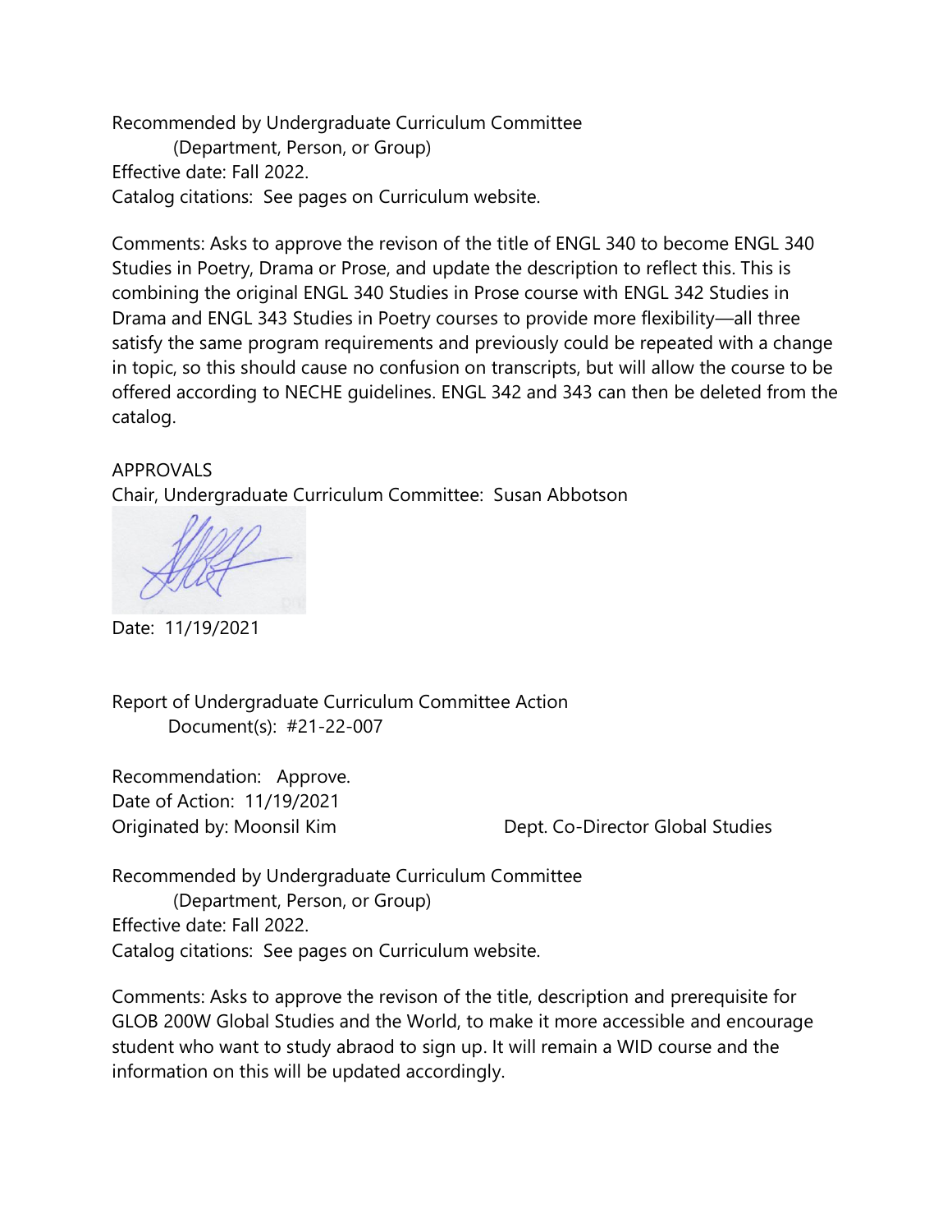Recommended by Undergraduate Curriculum Committee
(Department, Person, or Group)
Effective date: Fall 2022.
Catalog citations: See pages on Curriculum website.

Comments: Asks to approve the revison of the title of ENGL 340 to become ENGL 340 Studies in Poetry, Drama or Prose, and update the description to reflect this. This is combining the original ENGL 340 Studies in Prose course with ENGL 342 Studies in Drama and ENGL 343 Studies in Poetry courses to provide more flexibility—all three satisfy the same program requirements and previously could be repeated with a change in topic, so this should cause no confusion on transcripts, but will allow the course to be offered according to NECHE guidelines. ENGL 342 and 343 can then be deleted from the catalog.

APPROVALS
Chair, Undergraduate Curriculum Committee: Susan Abbotson

Date: 11/19/2021

Report of Undergraduate Curriculum Committee Action
Document(s): #21-22-007

Recommendation: Approve.
Date of Action: 11/19/2021
Originated by: Moonsil Kim Dept. Co-Director Global Studies

Recommended by Undergraduate Curriculum Committee
(Department, Person, or Group)
Effective date: Fall 2022.
Catalog citations: See pages on Curriculum website.

Comments: Asks to approve the revison of the title, description and prerequisite for GLOB 200W Global Studies and the World, to make it more accessible and encourage student who want to study abraod to sign up. It will remain a WID course and the information on this will be updated accordingly.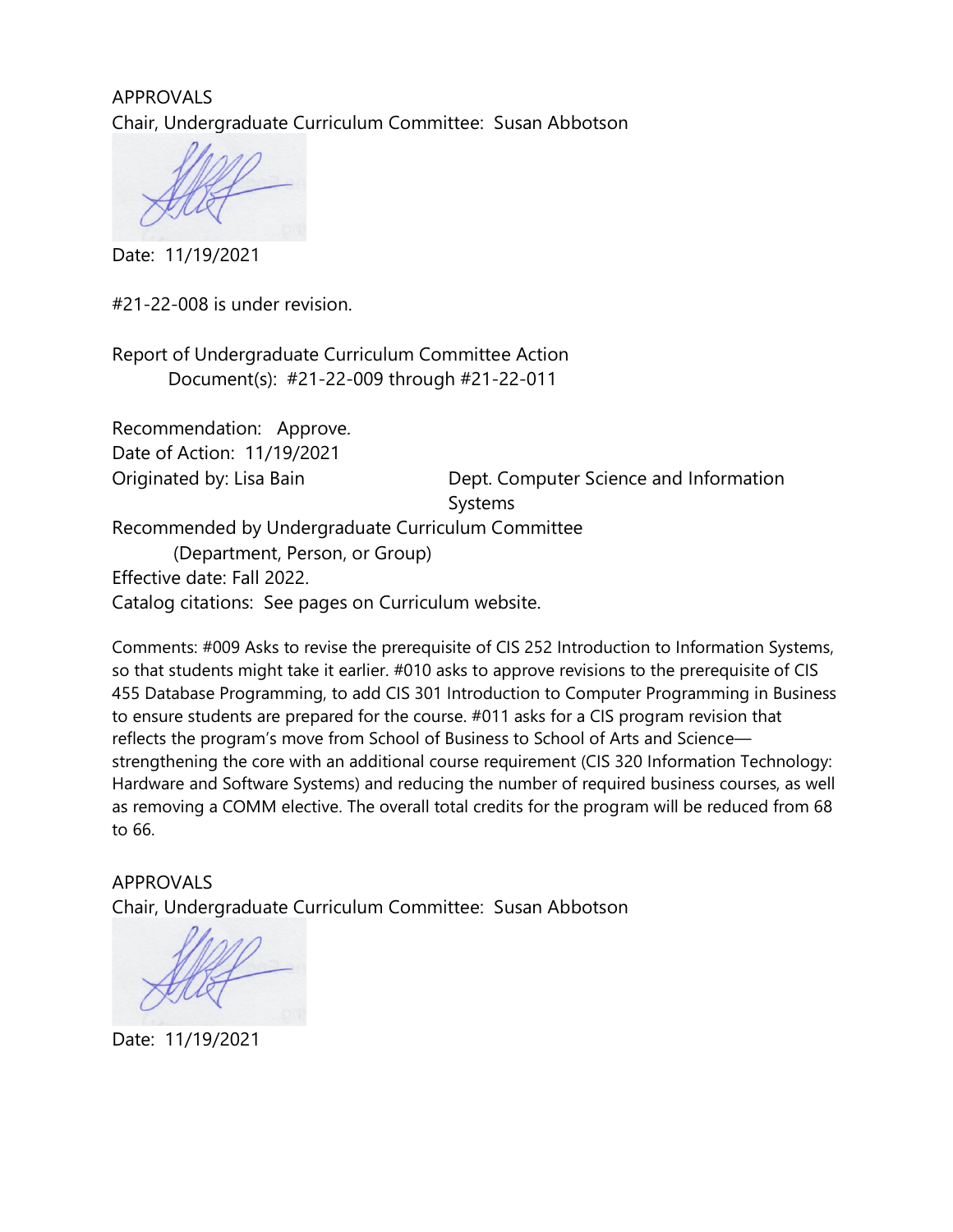APPROVALS

Chair, Undergraduate Curriculum Committee: Susan Abbotson

Date: 11/19/2021

#21-22-008 is under revision.

Report of Undergraduate Curriculum Committee Action

Document(s): #21-22-009 through #21-22-011

Recommendation: Approve.

Date of Action: 11/19/2021

Originated by: Lisa Bain Dept. Computer Science and Information Systems

Recommended by Undergraduate Curriculum Committee

(Department, Person, or Group)

Effective date: Fall 2022.

Catalog citations: See pages on Curriculum website.

Comments: #009 Asks to revise the prerequisite of CIS 252 Introduction to Information Systems, so that students might take it earlier. #010 asks to approve revisions to the prerequisite of CIS 455 Database Programming, to add CIS 301 Introduction to Computer Programming in Business to ensure students are prepared for the course. #011 asks for a CIS program revision that reflects the program's move from School of Business to School of Arts and Science—strengthening the core with an additional course requirement (CIS 320 Information Technology: Hardware and Software Systems) and reducing the number of required business courses, as well as removing a COMM elective. The overall total credits for the program will be reduced from 68 to 66.

APPROVALS

Chair, Undergraduate Curriculum Committee: Susan Abbotson

Date: 11/19/2021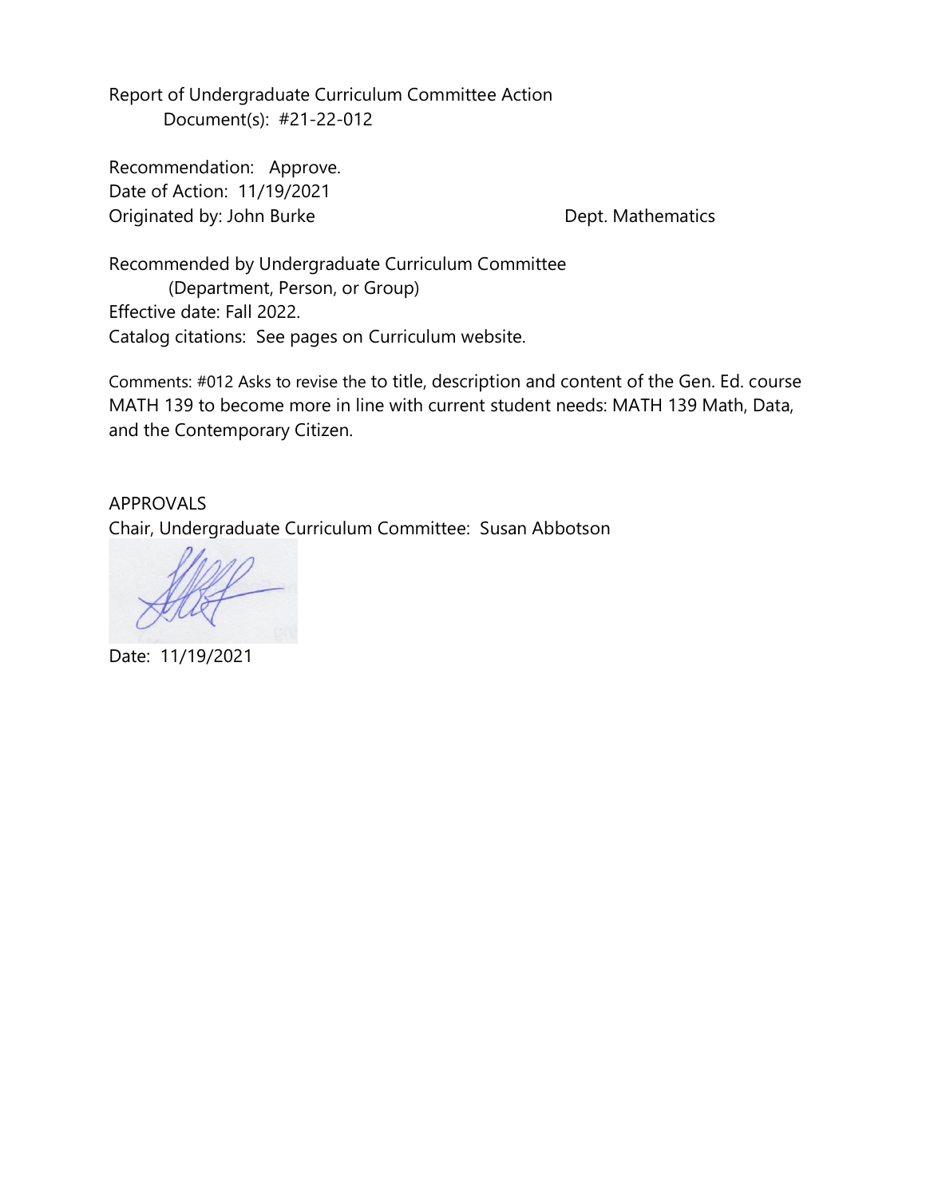Report of Undergraduate Curriculum Committee Action
Document(s): #21-22-012

Recommendation: Approve.
Date of Action: 11/19/2021
Originated by: John Burke Dept. Mathematics

Recommended by Undergraduate Curriculum Committee
(Department, Person, or Group)
Effective date: Fall 2022.
Catalog citations: See pages on Curriculum website.

Comments: #012 Asks to revise the to title, description and content of the Gen. Ed. course MATH 139 to become more in line with current student needs: MATH 139 Math, Data, and the Contemporary Citizen.

APPROVALS
Chair, Undergraduate Curriculum Committee: Susan Abbotson

Date: 11/19/2021